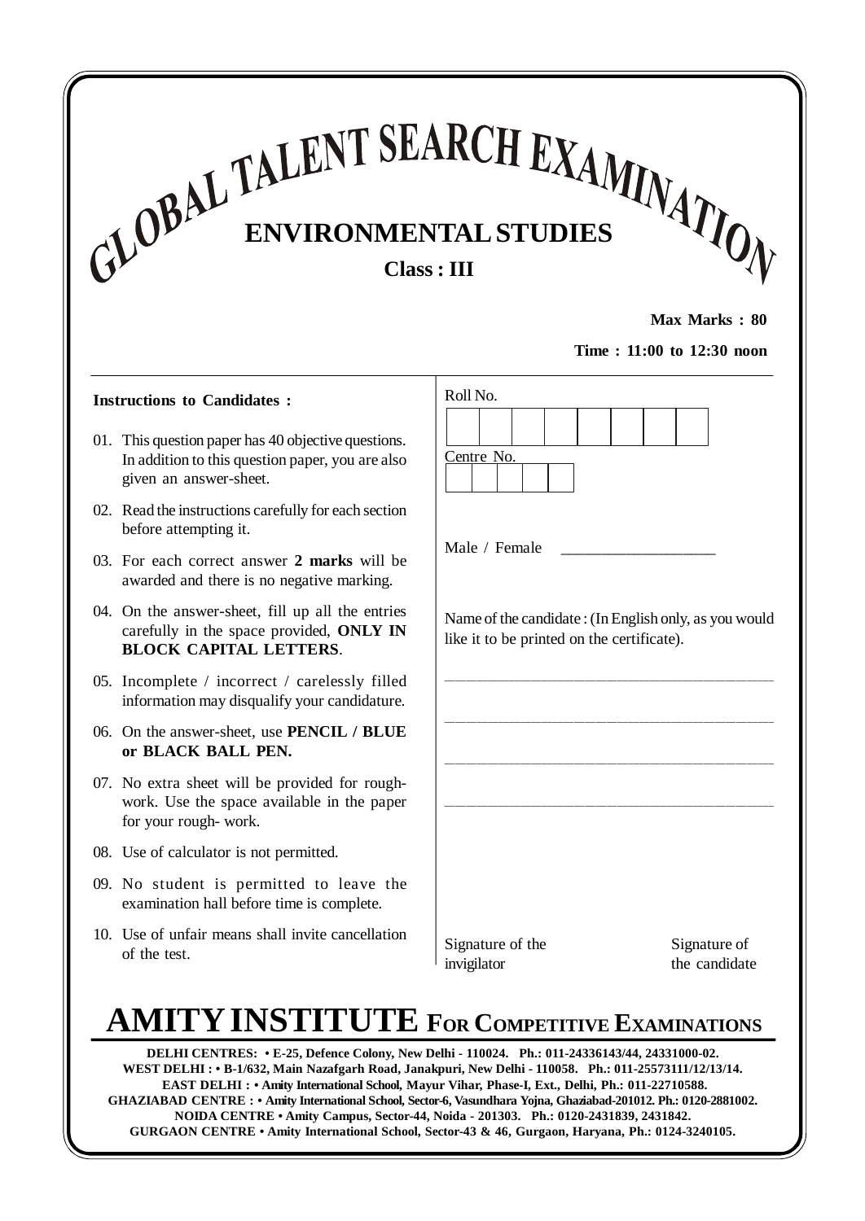# GLOBAL TALENT SEARCH EXAMINATION

## ENVIRONMENTAL STUDIES

### Class : III

**Max Marks : 80**

**Time : 11:00 to 12:30 noon**

**Instructions to Candidates :**

01. This question paper has 40 objective questions. In addition to this question paper, you are also given an answer-sheet.
02. Read the instructions carefully for each section before attempting it.
03. For each correct answer **2 marks** will be awarded and there is no negative marking.
04. On the answer-sheet, fill up all the entries carefully in the space provided, **ONLY IN BLOCK CAPITAL LETTERS**.
05. Incomplete / incorrect / carelessly filled information may disqualify your candidature.
06. On the answer-sheet, use **PENCIL / BLUE or BLACK BALL PEN.**
07. No extra sheet will be provided for rough-work. Use the space available in the paper for your rough- work.
08. Use of calculator is not permitted.
09. No student is permitted to leave the examination hall before time is complete.
10. Use of unfair means shall invite cancellation of the test.

Roll No.

| | | | | | | | |
|---|---|---|---|---|---|---|---|
| | | | | | | | |

Centre No.

| | | | | |
|---|---|---|---|---|
| | | | | |

Male / Female ___________________

Name of the candidate : (In English only, as you would like it to be printed on the certificate).

___________________________________________

___________________________________________

___________________________________________

___________________________________________

Signature of the invigilator

Signature of the candidate

# AMITY INSTITUTE For Competitive Examinations

**DELHI CENTRES: • E-25, Defence Colony, New Delhi - 110024. Ph.: 011-24336143/44, 24331000-02.**
**WEST DELHI : • B-1/632, Main Nazafgarh Road, Janakpuri, New Delhi - 110058. Ph.: 011-25573111/12/13/14.**
**EAST DELHI : • Amity International School, Mayur Vihar, Phase-I, Ext., Delhi, Ph.: 011-22710588.**
**GHAZIABAD CENTRE : • Amity International School, Sector-6, Vasundhara Yojna, Ghaziabad-201012. Ph.: 0120-2881002.**
**NOIDA CENTRE • Amity Campus, Sector-44, Noida - 201303. Ph.: 0120-2431839, 2431842.**
**GURGAON CENTRE • Amity International School, Sector-43 & 46, Gurgaon, Haryana, Ph.: 0124-3240105.**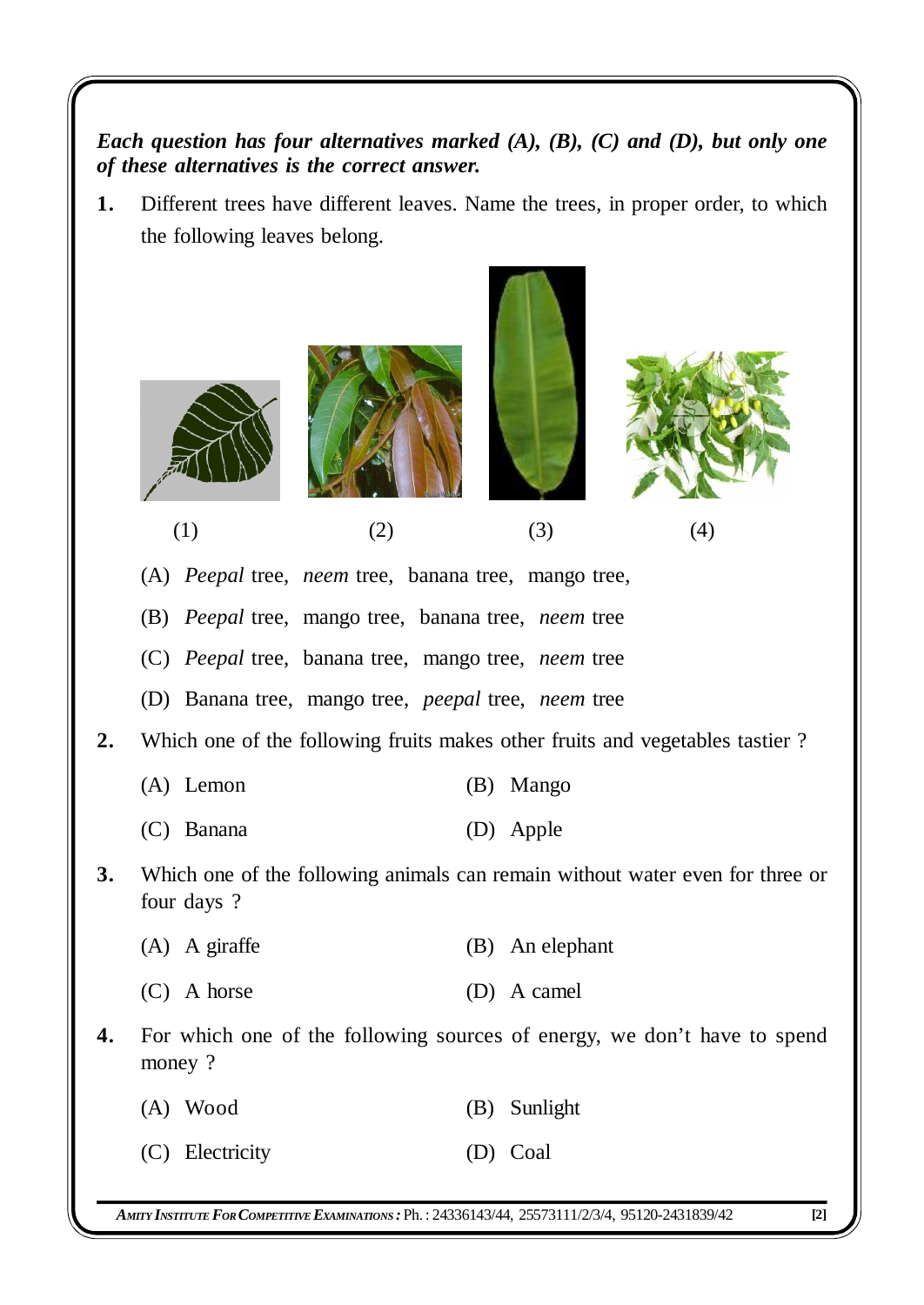***Each question has four alternatives marked (A), (B), (C) and (D), but only one of these alternatives is the correct answer.***

**1.** Different trees have different leaves. Name the trees, in proper order, to which the following leaves belong.

(1) (2) (3) (4)

(A) *Peepal* tree, *neem* tree, banana tree, mango tree,

(B) *Peepal* tree, mango tree, banana tree, *neem* tree

(C) *Peepal* tree, banana tree, mango tree, *neem* tree

(D) Banana tree, mango tree, *peepal* tree, *neem* tree

**2.** Which one of the following fruits makes other fruits and vegetables tastier ?

(A) Lemon (B) Mango

(C) Banana (D) Apple

**3.** Which one of the following animals can remain without water even for three or four days ?

(A) A giraffe (B) An elephant

(C) A horse (D) A camel

**4.** For which one of the following sources of energy, we don't have to spend money ?

(A) Wood (B) Sunlight

(C) Electricity (D) Coal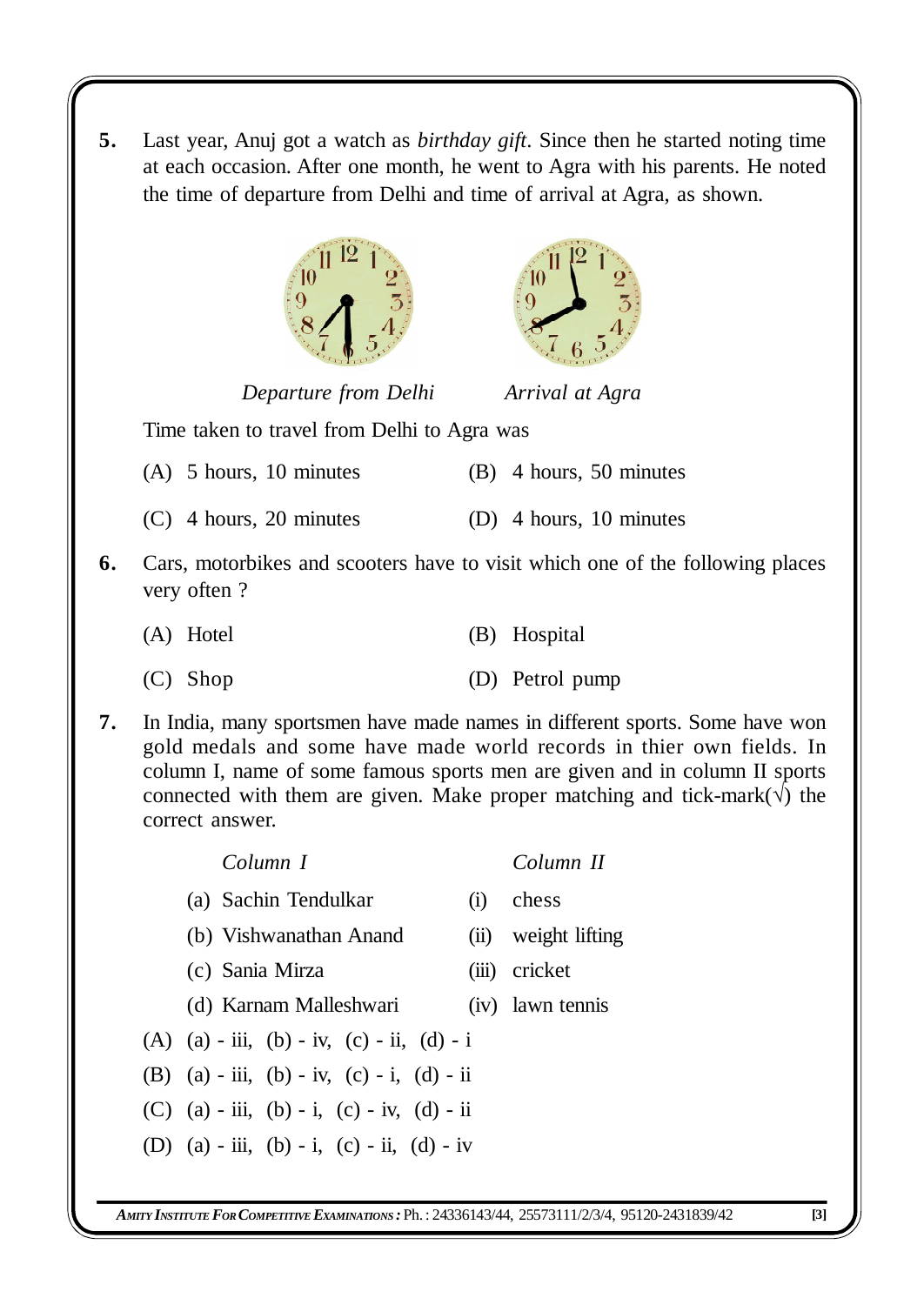**5.** Last year, Anuj got a watch as *birthday gift*. Since then he started noting time at each occasion. After one month, he went to Agra with his parents. He noted the time of departure from Delhi and time of arrival at Agra, as shown.

*Departure from Delhi* *Arrival at Agra*

Time taken to travel from Delhi to Agra was

(A) 5 hours, 10 minutes (B) 4 hours, 50 minutes

(C) 4 hours, 20 minutes (D) 4 hours, 10 minutes

**6.** Cars, motorbikes and scooters have to visit which one of the following places very often ?

(A) Hotel (B) Hospital

(C) Shop (D) Petrol pump

**7.** In India, many sportsmen have made names in different sports. Some have won gold medals and some have made world records in thier own fields. In column I, name of some famous sports men are given and in column II sports connected with them are given. Make proper matching and tick-mark(√) the correct answer.

| *Column I* | *Column II* |
|---|---|
| (a) Sachin Tendulkar | (i) chess |
| (b) Vishwanathan Anand | (ii) weight lifting |
| (c) Sania Mirza | (iii) cricket |
| (d) Karnam Malleshwari | (iv) lawn tennis |

(A) (a) - iii, (b) - iv, (c) - ii, (d) - i

(B) (a) - iii, (b) - iv, (c) - i, (d) - ii

(C) (a) - iii, (b) - i, (c) - iv, (d) - ii

(D) (a) - iii, (b) - i, (c) - ii, (d) - iv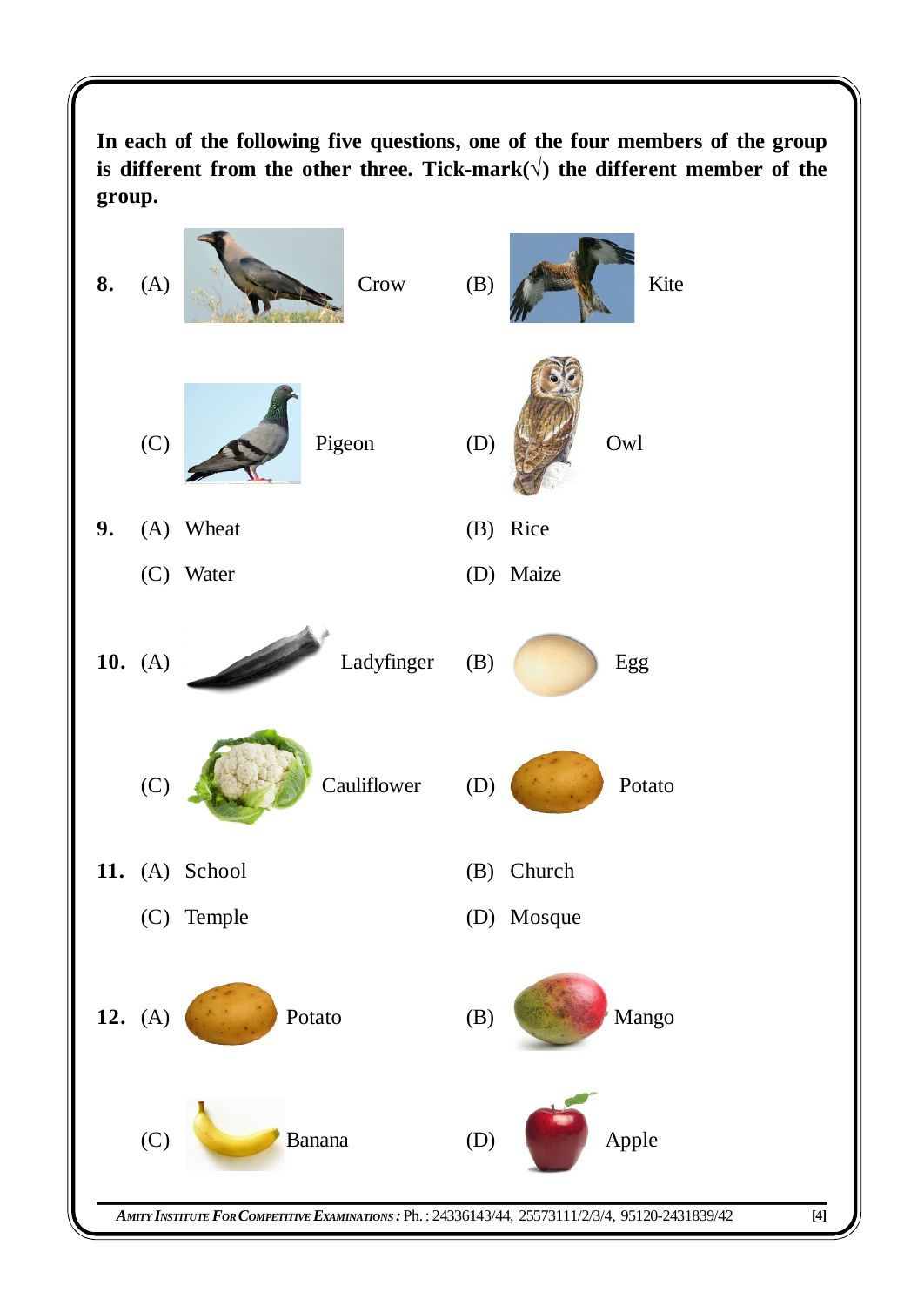**In each of the following five questions, one of the four members of the group is different from the other three. Tick-mark(√) the different member of the group.**

**8.** (A) Crow (B) Kite

(C) Pigeon (D) Owl

**9.** (A) Wheat (B) Rice

(C) Water (D) Maize

**10.** (A) Ladyfinger (B) Egg

(C) Cauliflower (D) Potato

**11.** (A) School (B) Church

(C) Temple (D) Mosque

**12.** (A) Potato (B) Mango

(C) Banana (D) Apple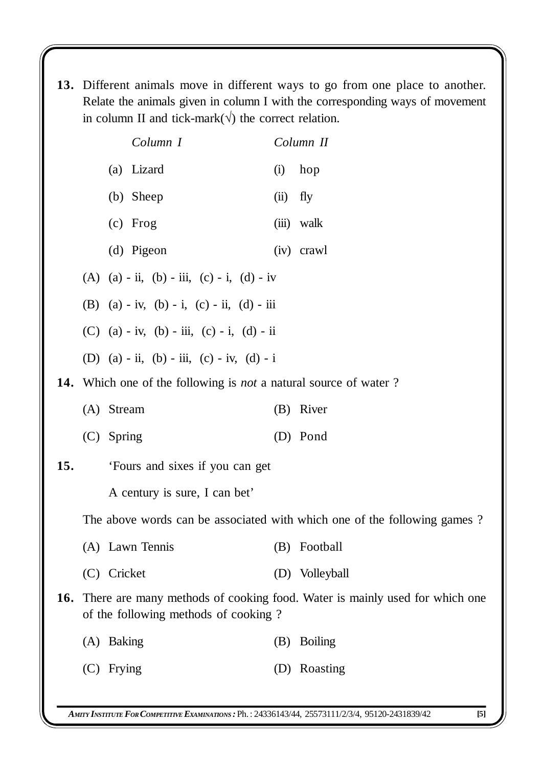**13.** Different animals move in different ways to go from one place to another. Relate the animals given in column I with the corresponding ways of movement in column II and tick-mark(√) the correct relation.

| *Column I* | *Column II* |
|---|---|
| (a) Lizard | (i) hop |
| (b) Sheep | (ii) fly |
| (c) Frog | (iii) walk |
| (d) Pigeon | (iv) crawl |

(A) (a) - ii, (b) - iii, (c) - i, (d) - iv

(B) (a) - iv, (b) - i, (c) - ii, (d) - iii

(C) (a) - iv, (b) - iii, (c) - i, (d) - ii

(D) (a) - ii, (b) - iii, (c) - iv, (d) - i

**14.** Which one of the following is *not* a natural source of water ?

(A) Stream (B) River

(C) Spring (D) Pond

**15.** 'Fours and sixes if you can get

A century is sure, I can bet'

The above words can be associated with which one of the following games ?

(A) Lawn Tennis (B) Football

(C) Cricket (D) Volleyball

**16.** There are many methods of cooking food. Water is mainly used for which one of the following methods of cooking ?

(A) Baking (B) Boiling

(C) Frying (D) Roasting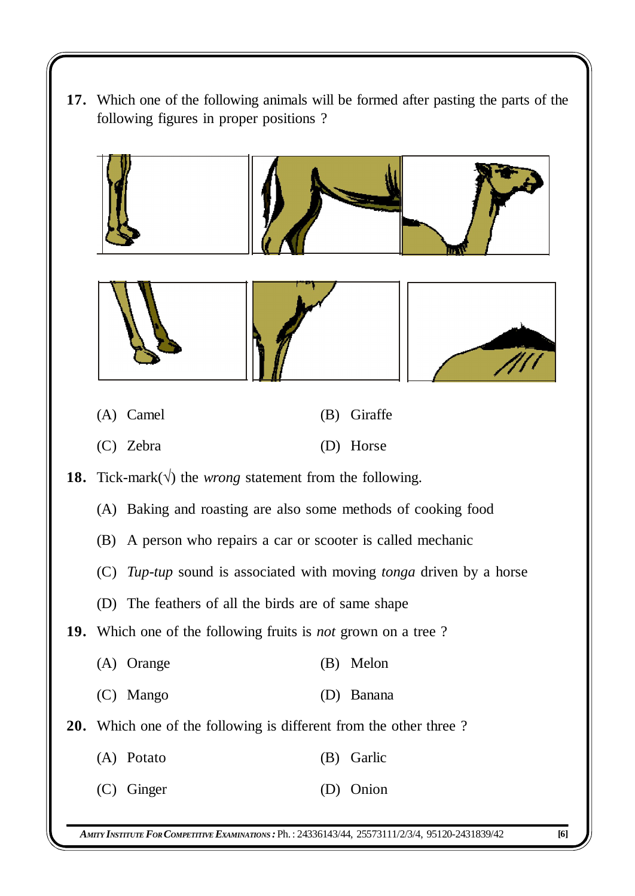**17.** Which one of the following animals will be formed after pasting the parts of the following figures in proper positions ?

(A) Camel (B) Giraffe

(C) Zebra (D) Horse

**18.** Tick-mark(√) the *wrong* statement from the following.

(A) Baking and roasting are also some methods of cooking food

(B) A person who repairs a car or scooter is called mechanic

(C) *Tup-tup* sound is associated with moving *tonga* driven by a horse

(D) The feathers of all the birds are of same shape

**19.** Which one of the following fruits is *not* grown on a tree ?

(A) Orange (B) Melon

(C) Mango (D) Banana

**20.** Which one of the following is different from the other three ?

(A) Potato (B) Garlic

(C) Ginger (D) Onion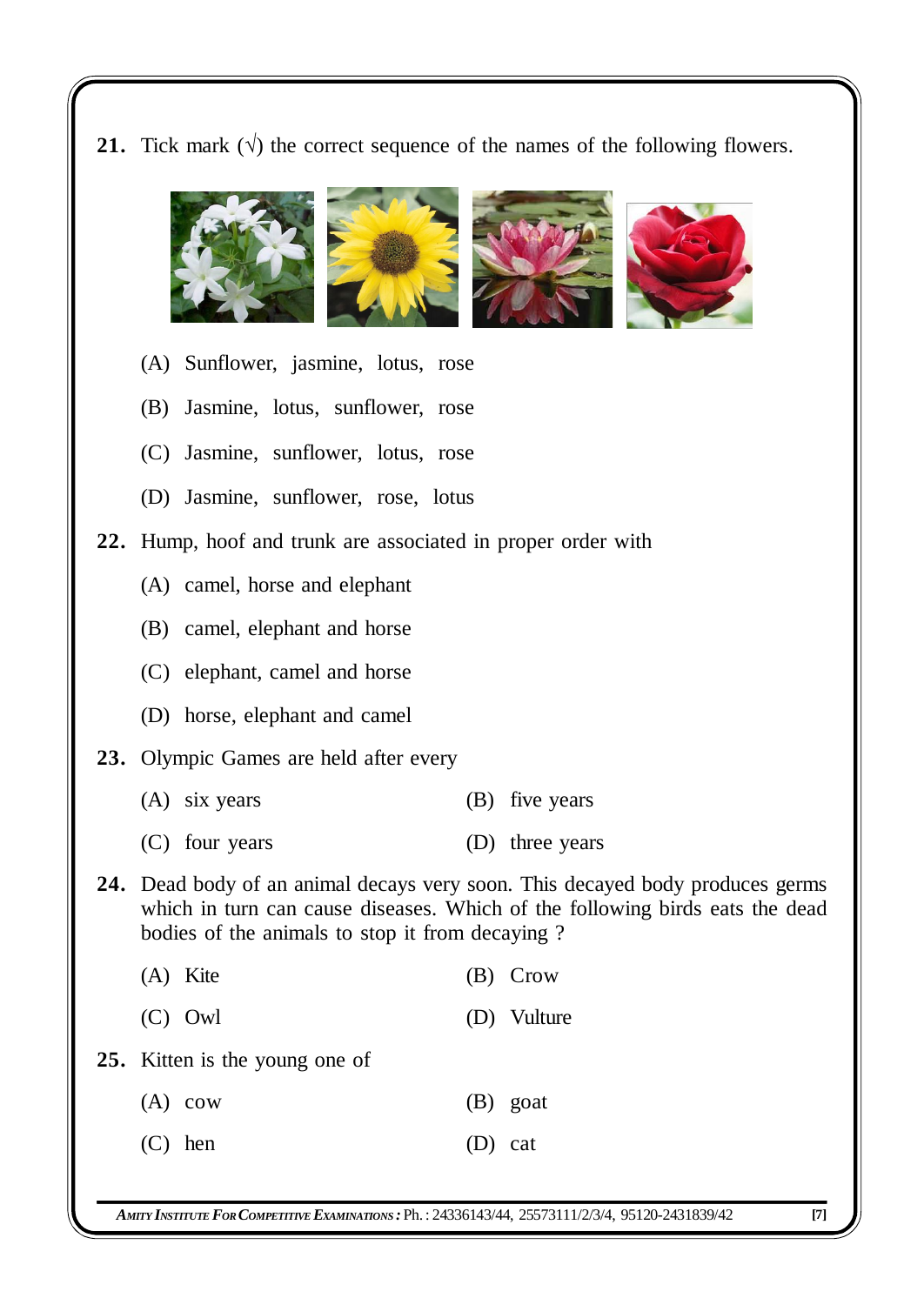**21.** Tick mark (√) the correct sequence of the names of the following flowers.

(A) Sunflower, jasmine, lotus, rose

(B) Jasmine, lotus, sunflower, rose

(C) Jasmine, sunflower, lotus, rose

(D) Jasmine, sunflower, rose, lotus

**22.** Hump, hoof and trunk are associated in proper order with

(A) camel, horse and elephant

(B) camel, elephant and horse

(C) elephant, camel and horse

(D) horse, elephant and camel

**23.** Olympic Games are held after every

(A) six years

(B) five years

(C) four years

(D) three years

**24.** Dead body of an animal decays very soon. This decayed body produces germs which in turn can cause diseases. Which of the following birds eats the dead bodies of the animals to stop it from decaying ?

(A) Kite

(B) Crow

(C) Owl

(D) Vulture

**25.** Kitten is the young one of

(A) cow

(B) goat

(C) hen

(D) cat

*AMITY INSTITUTE FOR COMPETITIVE EXAMINATIONS :* Ph. : 24336143/44, 25573111/2/3/4, 95120-2431839/42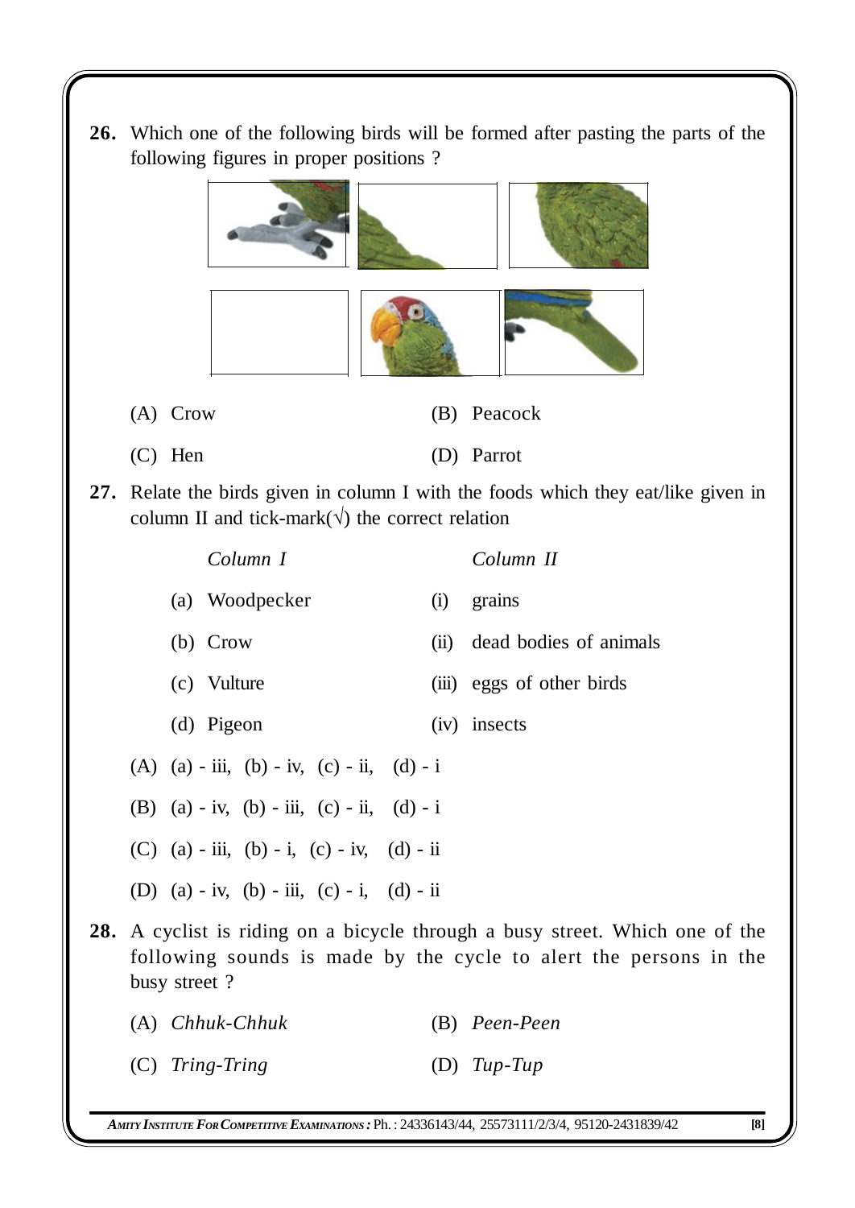**26.** Which one of the following birds will be formed after pasting the parts of the following figures in proper positions ?

(A) Crow (B) Peacock

(C) Hen (D) Parrot

**27.** Relate the birds given in column I with the foods which they eat/like given in column II and tick-mark(√) the correct relation

| *Column I* | *Column II* |
|---|---|
| (a) Woodpecker | (i) grains |
| (b) Crow | (ii) dead bodies of animals |
| (c) Vulture | (iii) eggs of other birds |
| (d) Pigeon | (iv) insects |

(A) (a) - iii, (b) - iv, (c) - ii, (d) - i

(B) (a) - iv, (b) - iii, (c) - ii, (d) - i

(C) (a) - iii, (b) - i, (c) - iv, (d) - ii

(D) (a) - iv, (b) - iii, (c) - i, (d) - ii

**28.** A cyclist is riding on a bicycle through a busy street. Which one of the following sounds is made by the cycle to alert the persons in the busy street ?

(A) *Chhuk-Chhuk* (B) *Peen-Peen*

(C) *Tring-Tring* (D) *Tup-Tup*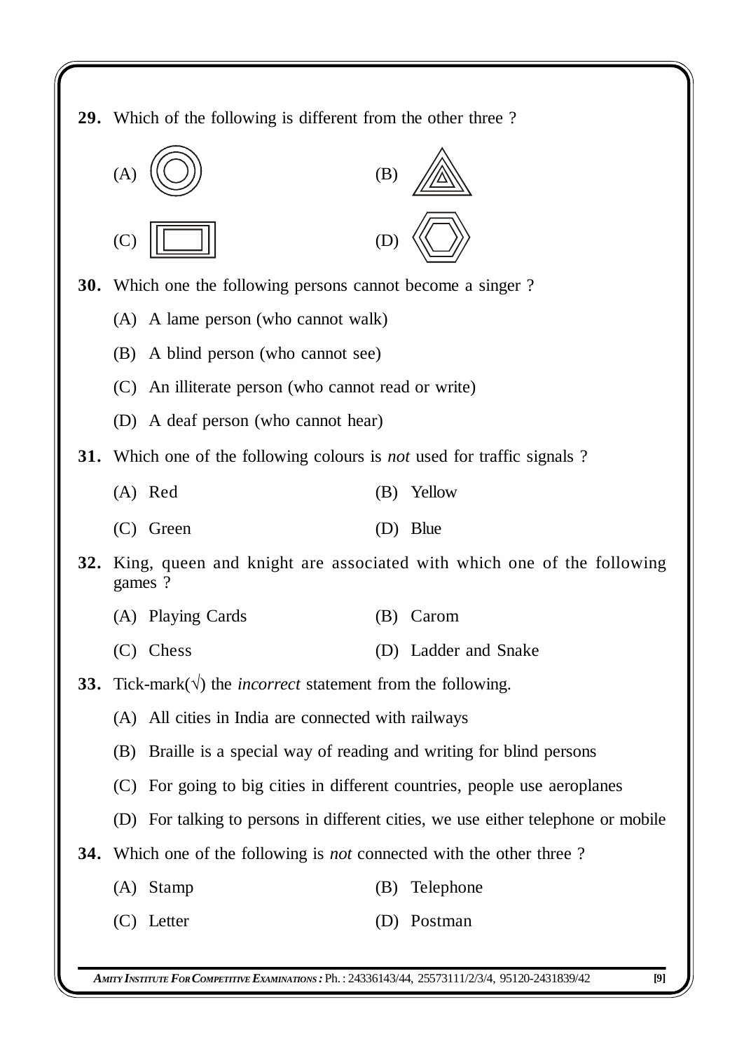**29.** Which of the following is different from the other three ?

(A) (B)

(C) (D)

**30.** Which one the following persons cannot become a singer ?

(A) A lame person (who cannot walk)

(B) A blind person (who cannot see)

(C) An illiterate person (who cannot read or write)

(D) A deaf person (who cannot hear)

**31.** Which one of the following colours is *not* used for traffic signals ?

(A) Red (B) Yellow

(C) Green (D) Blue

**32.** King, queen and knight are associated with which one of the following games ?

(A) Playing Cards (B) Carom

(C) Chess (D) Ladder and Snake

**33.** Tick-mark(√) the *incorrect* statement from the following.

(A) All cities in India are connected with railways

(B) Braille is a special way of reading and writing for blind persons

(C) For going to big cities in different countries, people use aeroplanes

(D) For talking to persons in different cities, we use either telephone or mobile

**34.** Which one of the following is *not* connected with the other three ?

(A) Stamp (B) Telephone

(C) Letter (D) Postman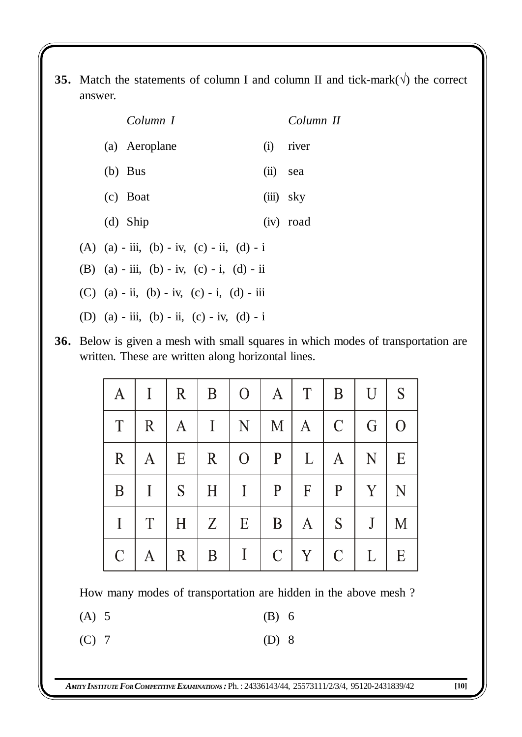**35.** Match the statements of column I and column II and tick-mark(√) the correct answer.

| *Column I* | *Column II* |
|---|---|
| (a) Aeroplane | (i) river |
| (b) Bus | (ii) sea |
| (c) Boat | (iii) sky |
| (d) Ship | (iv) road |

(A) (a) - iii, (b) - iv, (c) - ii, (d) - i

(B) (a) - iii, (b) - iv, (c) - i, (d) - ii

(C) (a) - ii, (b) - iv, (c) - i, (d) - iii

(D) (a) - iii, (b) - ii, (c) - iv, (d) - i

**36.** Below is given a mesh with small squares in which modes of transportation are written. These are written along horizontal lines.

| | | | | | | | | | |
|---|---|---|---|---|---|---|---|---|---|
| A | I | R | B | O | A | T | B | U | S |
| T | R | A | I | N | M | A | C | G | O |
| R | A | E | R | O | P | L | A | N | E |
| B | I | S | H | I | P | F | P | Y | N |
| I | T | H | Z | E | B | A | S | J | M |
| C | A | R | B | I | C | Y | C | L | E |

How many modes of transportation are hidden in the above mesh ?

(A) 5

(B) 6

(C) 7

(D) 8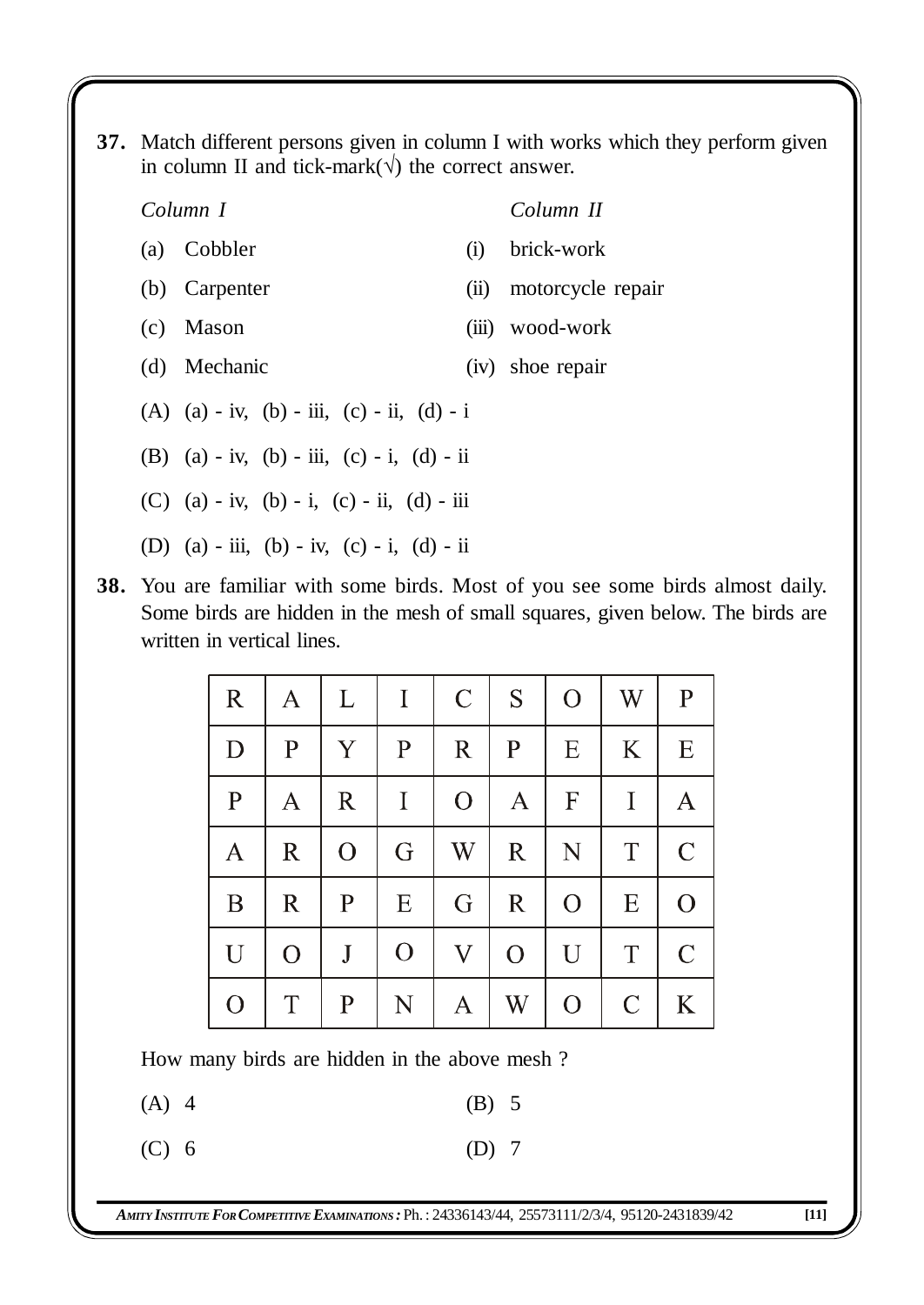**37.** Match different persons given in column I with works which they perform given in column II and tick-mark(√) the correct answer.

| *Column I* | *Column II* |
|---|---|
| (a) Cobbler | (i) brick-work |
| (b) Carpenter | (ii) motorcycle repair |
| (c) Mason | (iii) wood-work |
| (d) Mechanic | (iv) shoe repair |

(A) (a) - iv, (b) - iii, (c) - ii, (d) - i

(B) (a) - iv, (b) - iii, (c) - i, (d) - ii

(C) (a) - iv, (b) - i, (c) - ii, (d) - iii

(D) (a) - iii, (b) - iv, (c) - i, (d) - ii

**38.** You are familiar with some birds. Most of you see some birds almost daily. Some birds are hidden in the mesh of small squares, given below. The birds are written in vertical lines.

| | | | | | | | | |
|---|---|---|---|---|---|---|---|---|
| R | A | L | I | C | S | O | W | P |
| D | P | Y | P | R | P | E | K | E |
| P | A | R | I | O | A | F | I | A |
| A | R | O | G | W | R | N | T | C |
| B | R | P | E | G | R | O | E | O |
| U | O | J | O | V | O | U | T | C |
| O | T | P | N | A | W | O | C | K |

How many birds are hidden in the above mesh ?

(A) 4 (B) 5

(C) 6 (D) 7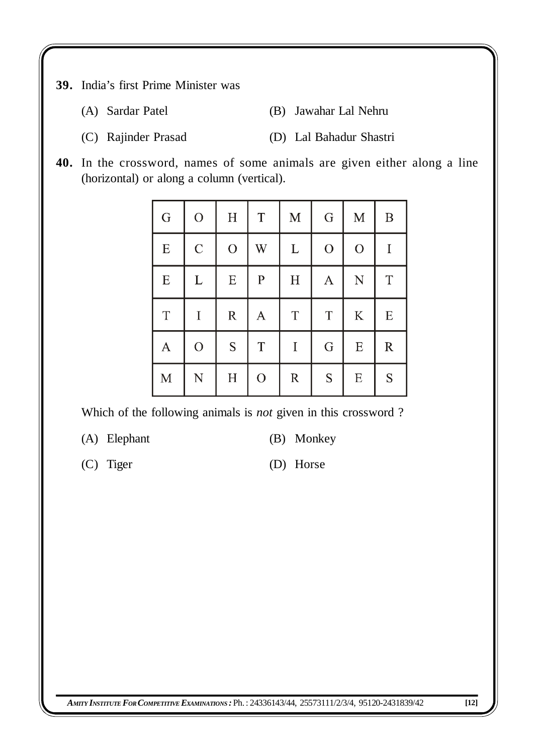**39.** India's first Prime Minister was

(A) Sardar Patel  (B) Jawahar Lal Nehru

(C) Rajinder Prasad  (D) Lal Bahadur Shastri

**40.** In the crossword, names of some animals are given either along a line (horizontal) or along a column (vertical).

| G | O | H | T | M | G | M | B |
|---|---|---|---|---|---|---|---|
| E | C | O | W | L | O | O | I |
| E | L | E | P | H | A | N | T |
| T | I | R | A | T | T | K | E |
| A | O | S | T | I | G | E | R |
| M | N | H | O | R | S | E | S |

Which of the following animals is *not* given in this crossword ?

(A) Elephant  (B) Monkey

(C) Tiger  (D) Horse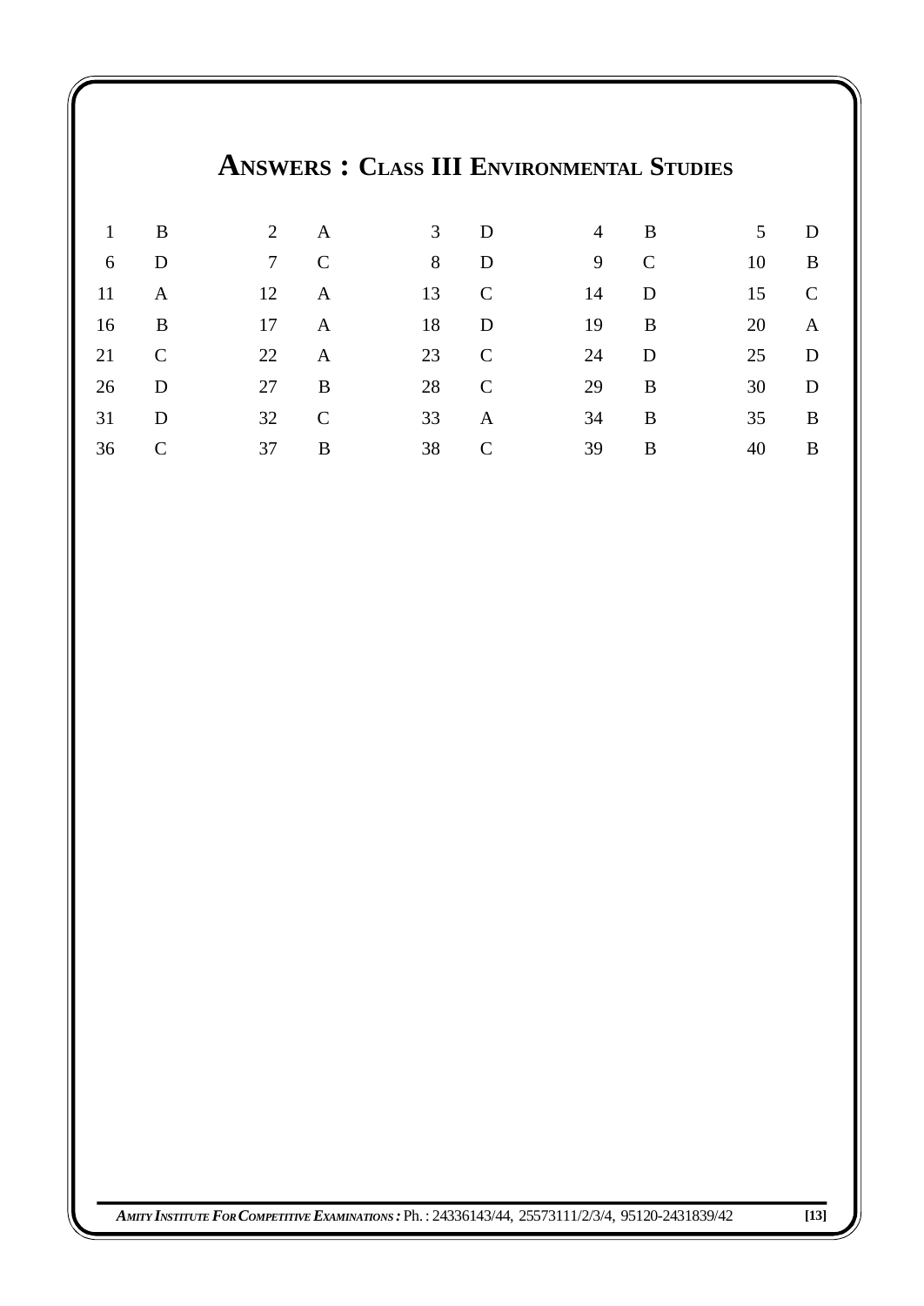# ANSWERS : CLASS III ENVIRONMENTAL STUDIES

| | | | | | | | | | |
|---|---|---|---|---|---|---|---|---|---|
| 1 | B | 2 | A | 3 | D | 4 | B | 5 | D |
| 6 | D | 7 | C | 8 | D | 9 | C | 10 | B |
| 11 | A | 12 | A | 13 | C | 14 | D | 15 | C |
| 16 | B | 17 | A | 18 | D | 19 | B | 20 | A |
| 21 | C | 22 | A | 23 | C | 24 | D | 25 | D |
| 26 | D | 27 | B | 28 | C | 29 | B | 30 | D |
| 31 | D | 32 | C | 33 | A | 34 | B | 35 | B |
| 36 | C | 37 | B | 38 | C | 39 | B | 40 | B |